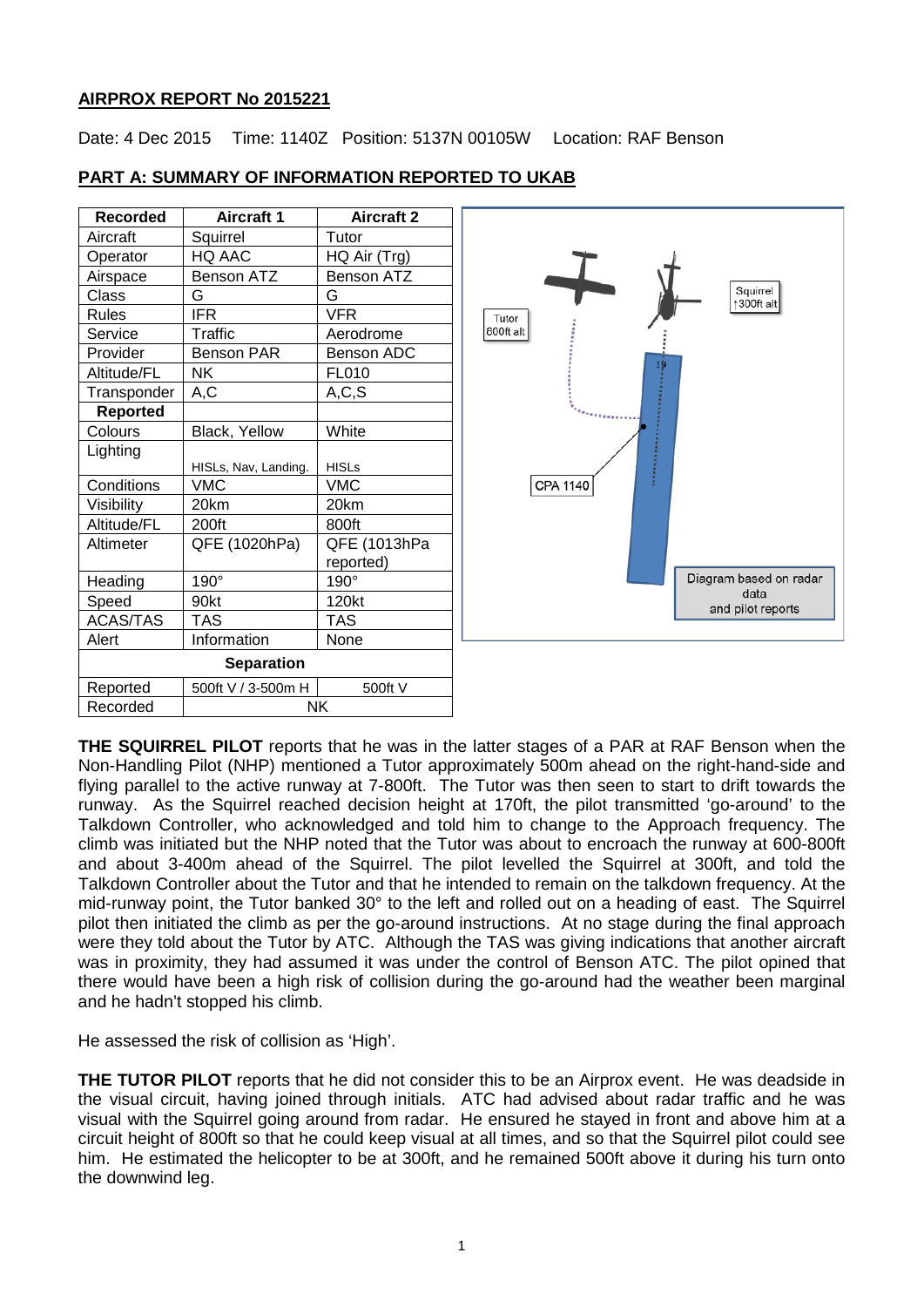**AIRPROX REPORT No 2015221**

Date: 4 Dec 2015 Time: 1140Z Position: 5137N 00105W Location: RAF Benson

**PART A: SUMMARY OF INFORMATION REPORTED TO UKAB**

| Recorded | Aircraft 1 | Aircraft 2 |
|---|---|---|
| Aircraft | Squirrel | Tutor |
| Operator | HQ AAC | HQ Air (Trg) |
| Airspace | Benson ATZ | Benson ATZ |
| Class | G | G |
| Rules | IFR | VFR |
| Service | Traffic | Aerodrome |
| Provider | Benson PAR | Benson ADC |
| Altitude/FL | NK | FL010 |
| Transponder | A,C | A,C,S |
| **Reported** | | |
| Colours | Black, Yellow | White |
| Lighting | HISLs, Nav, Landing. | HISLs |
| Conditions | VMC | VMC |
| Visibility | 20km | 20km |
| Altitude/FL | 200ft | 800ft |
| Altimeter | QFE (1020hPa) | QFE (1013hPa reported) |
| Heading | 190° | 190° |
| Speed | 90kt | 120kt |
| ACAS/TAS | TAS | TAS |
| Alert | Information | None |
| **Separation** | | |
| Reported | 500ft V / 3-500m H | 500ft V |
| Recorded | NK | |

Tutor 600ft alt

Squirrel ↑300ft alt

19

CPA 1140

Diagram based on radar data and pilot reports

**THE SQUIRREL PILOT** reports that he was in the latter stages of a PAR at RAF Benson when the Non-Handling Pilot (NHP) mentioned a Tutor approximately 500m ahead on the right-hand-side and flying parallel to the active runway at 7-800ft. The Tutor was then seen to start to drift towards the runway. As the Squirrel reached decision height at 170ft, the pilot transmitted 'go-around' to the Talkdown Controller, who acknowledged and told him to change to the Approach frequency. The climb was initiated but the NHP noted that the Tutor was about to encroach the runway at 600-800ft and about 3-400m ahead of the Squirrel. The pilot levelled the Squirrel at 300ft, and told the Talkdown Controller about the Tutor and that he intended to remain on the talkdown frequency. At the mid-runway point, the Tutor banked 30° to the left and rolled out on a heading of east. The Squirrel pilot then initiated the climb as per the go-around instructions. At no stage during the final approach were they told about the Tutor by ATC. Although the TAS was giving indications that another aircraft was in proximity, they had assumed it was under the control of Benson ATC. The pilot opined that there would have been a high risk of collision during the go-around had the weather been marginal and he hadn't stopped his climb.

He assessed the risk of collision as 'High'.

**THE TUTOR PILOT** reports that he did not consider this to be an Airprox event. He was deadside in the visual circuit, having joined through initials. ATC had advised about radar traffic and he was visual with the Squirrel going around from radar. He ensured he stayed in front and above him at a circuit height of 800ft so that he could keep visual at all times, and so that the Squirrel pilot could see him. He estimated the helicopter to be at 300ft, and he remained 500ft above it during his turn onto the downwind leg.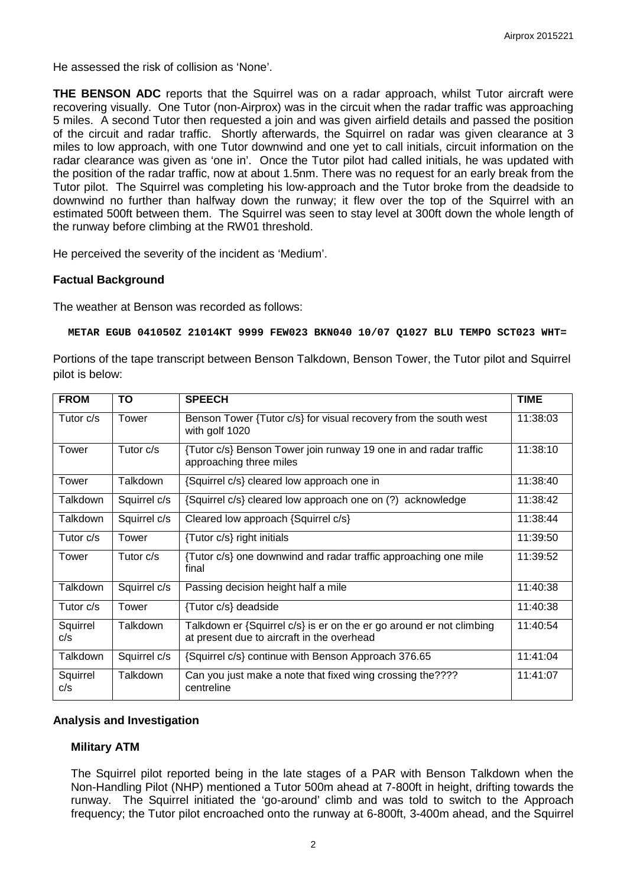He assessed the risk of collision as 'None'.

**THE BENSON ADC** reports that the Squirrel was on a radar approach, whilst Tutor aircraft were recovering visually. One Tutor (non-Airprox) was in the circuit when the radar traffic was approaching 5 miles. A second Tutor then requested a join and was given airfield details and passed the position of the circuit and radar traffic. Shortly afterwards, the Squirrel on radar was given clearance at 3 miles to low approach, with one Tutor downwind and one yet to call initials, circuit information on the radar clearance was given as 'one in'. Once the Tutor pilot had called initials, he was updated with the position of the radar traffic, now at about 1.5nm. There was no request for an early break from the Tutor pilot. The Squirrel was completing his low-approach and the Tutor broke from the deadside to downwind no further than halfway down the runway; it flew over the top of the Squirrel with an estimated 500ft between them. The Squirrel was seen to stay level at 300ft down the whole length of the runway before climbing at the RW01 threshold.

He perceived the severity of the incident as 'Medium'.

## Factual Background

The weather at Benson was recorded as follows:

```
METAR EGUB 041050Z 21014KT 9999 FEW023 BKN040 10/07 Q1027 BLU TEMPO SCT023 WHT=
```

Portions of the tape transcript between Benson Talkdown, Benson Tower, the Tutor pilot and Squirrel pilot is below:

| FROM | TO | SPEECH | TIME |
|---|---|---|---|
| Tutor c/s | Tower | Benson Tower {Tutor c/s} for visual recovery from the south west with golf 1020 | 11:38:03 |
| Tower | Tutor c/s | {Tutor c/s} Benson Tower join runway 19 one in and radar traffic approaching three miles | 11:38:10 |
| Tower | Talkdown | {Squirrel c/s} cleared low approach one in | 11:38:40 |
| Talkdown | Squirrel c/s | {Squirrel c/s} cleared low approach one on (?) acknowledge | 11:38:42 |
| Talkdown | Squirrel c/s | Cleared low approach {Squirrel c/s} | 11:38:44 |
| Tutor c/s | Tower | {Tutor c/s} right initials | 11:39:50 |
| Tower | Tutor c/s | {Tutor c/s} one downwind and radar traffic approaching one mile final | 11:39:52 |
| Talkdown | Squirrel c/s | Passing decision height half a mile | 11:40:38 |
| Tutor c/s | Tower | {Tutor c/s} deadside | 11:40:38 |
| Squirrel c/s | Talkdown | Talkdown er {Squirrel c/s} is er on the er go around er not climbing at present due to aircraft in the overhead | 11:40:54 |
| Talkdown | Squirrel c/s | {Squirrel c/s} continue with Benson Approach 376.65 | 11:41:04 |
| Squirrel c/s | Talkdown | Can you just make a note that fixed wing crossing the???? centreline | 11:41:07 |

## Analysis and Investigation

### Military ATM

The Squirrel pilot reported being in the late stages of a PAR with Benson Talkdown when the Non-Handling Pilot (NHP) mentioned a Tutor 500m ahead at 7-800ft in height, drifting towards the runway. The Squirrel initiated the 'go-around' climb and was told to switch to the Approach frequency; the Tutor pilot encroached onto the runway at 6-800ft, 3-400m ahead, and the Squirrel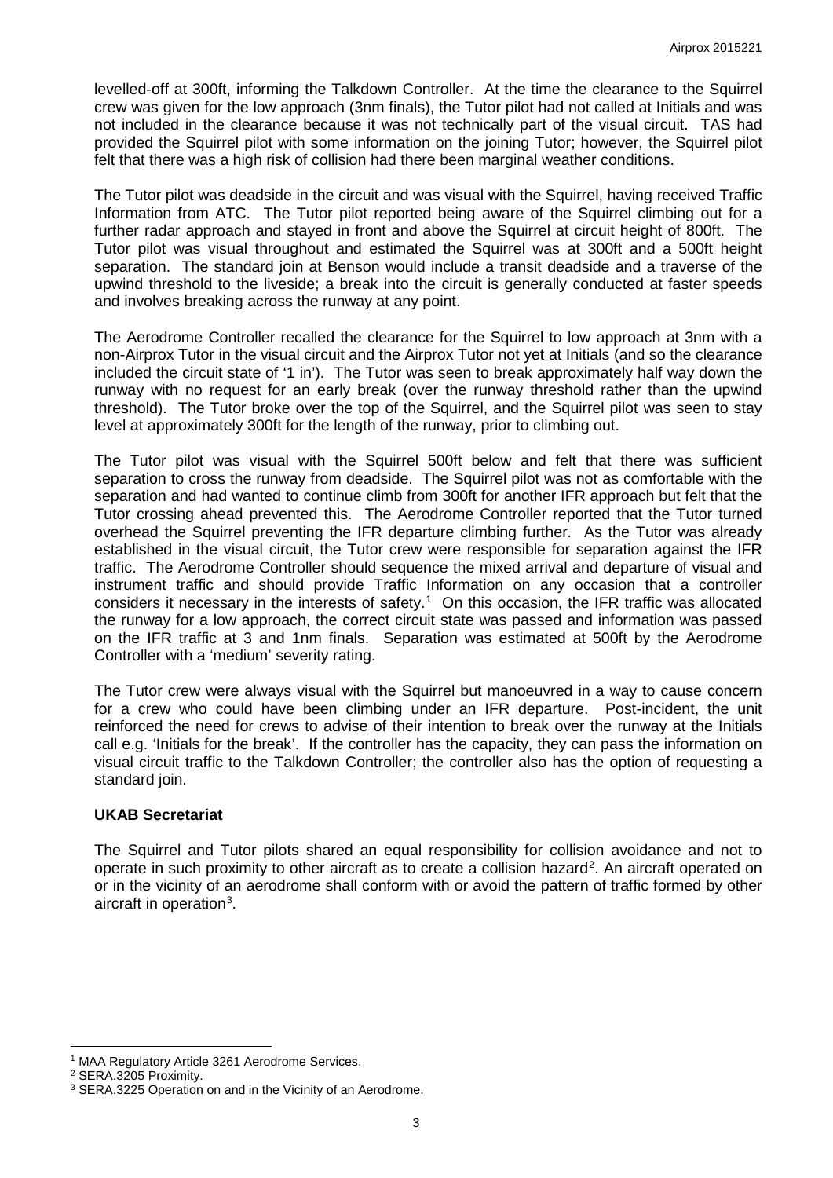levelled-off at 300ft, informing the Talkdown Controller. At the time the clearance to the Squirrel crew was given for the low approach (3nm finals), the Tutor pilot had not called at Initials and was not included in the clearance because it was not technically part of the visual circuit. TAS had provided the Squirrel pilot with some information on the joining Tutor; however, the Squirrel pilot felt that there was a high risk of collision had there been marginal weather conditions.

The Tutor pilot was deadside in the circuit and was visual with the Squirrel, having received Traffic Information from ATC. The Tutor pilot reported being aware of the Squirrel climbing out for a further radar approach and stayed in front and above the Squirrel at circuit height of 800ft. The Tutor pilot was visual throughout and estimated the Squirrel was at 300ft and a 500ft height separation. The standard join at Benson would include a transit deadside and a traverse of the upwind threshold to the liveside; a break into the circuit is generally conducted at faster speeds and involves breaking across the runway at any point.

The Aerodrome Controller recalled the clearance for the Squirrel to low approach at 3nm with a non-Airprox Tutor in the visual circuit and the Airprox Tutor not yet at Initials (and so the clearance included the circuit state of '1 in'). The Tutor was seen to break approximately half way down the runway with no request for an early break (over the runway threshold rather than the upwind threshold). The Tutor broke over the top of the Squirrel, and the Squirrel pilot was seen to stay level at approximately 300ft for the length of the runway, prior to climbing out.

The Tutor pilot was visual with the Squirrel 500ft below and felt that there was sufficient separation to cross the runway from deadside. The Squirrel pilot was not as comfortable with the separation and had wanted to continue climb from 300ft for another IFR approach but felt that the Tutor crossing ahead prevented this. The Aerodrome Controller reported that the Tutor turned overhead the Squirrel preventing the IFR departure climbing further. As the Tutor was already established in the visual circuit, the Tutor crew were responsible for separation against the IFR traffic. The Aerodrome Controller should sequence the mixed arrival and departure of visual and instrument traffic and should provide Traffic Information on any occasion that a controller considers it necessary in the interests of safety.[1] On this occasion, the IFR traffic was allocated the runway for a low approach, the correct circuit state was passed and information was passed on the IFR traffic at 3 and 1nm finals. Separation was estimated at 500ft by the Aerodrome Controller with a 'medium' severity rating.

The Tutor crew were always visual with the Squirrel but manoeuvred in a way to cause concern for a crew who could have been climbing under an IFR departure. Post-incident, the unit reinforced the need for crews to advise of their intention to break over the runway at the Initials call e.g. 'Initials for the break'. If the controller has the capacity, they can pass the information on visual circuit traffic to the Talkdown Controller; the controller also has the option of requesting a standard join.

### UKAB Secretariat

The Squirrel and Tutor pilots shared an equal responsibility for collision avoidance and not to operate in such proximity to other aircraft as to create a collision hazard[2]. An aircraft operated on or in the vicinity of an aerodrome shall conform with or avoid the pattern of traffic formed by other aircraft in operation[3].

---

[1] MAA Regulatory Article 3261 Aerodrome Services.

[2] SERA.3205 Proximity.

[3] SERA.3225 Operation on and in the Vicinity of an Aerodrome.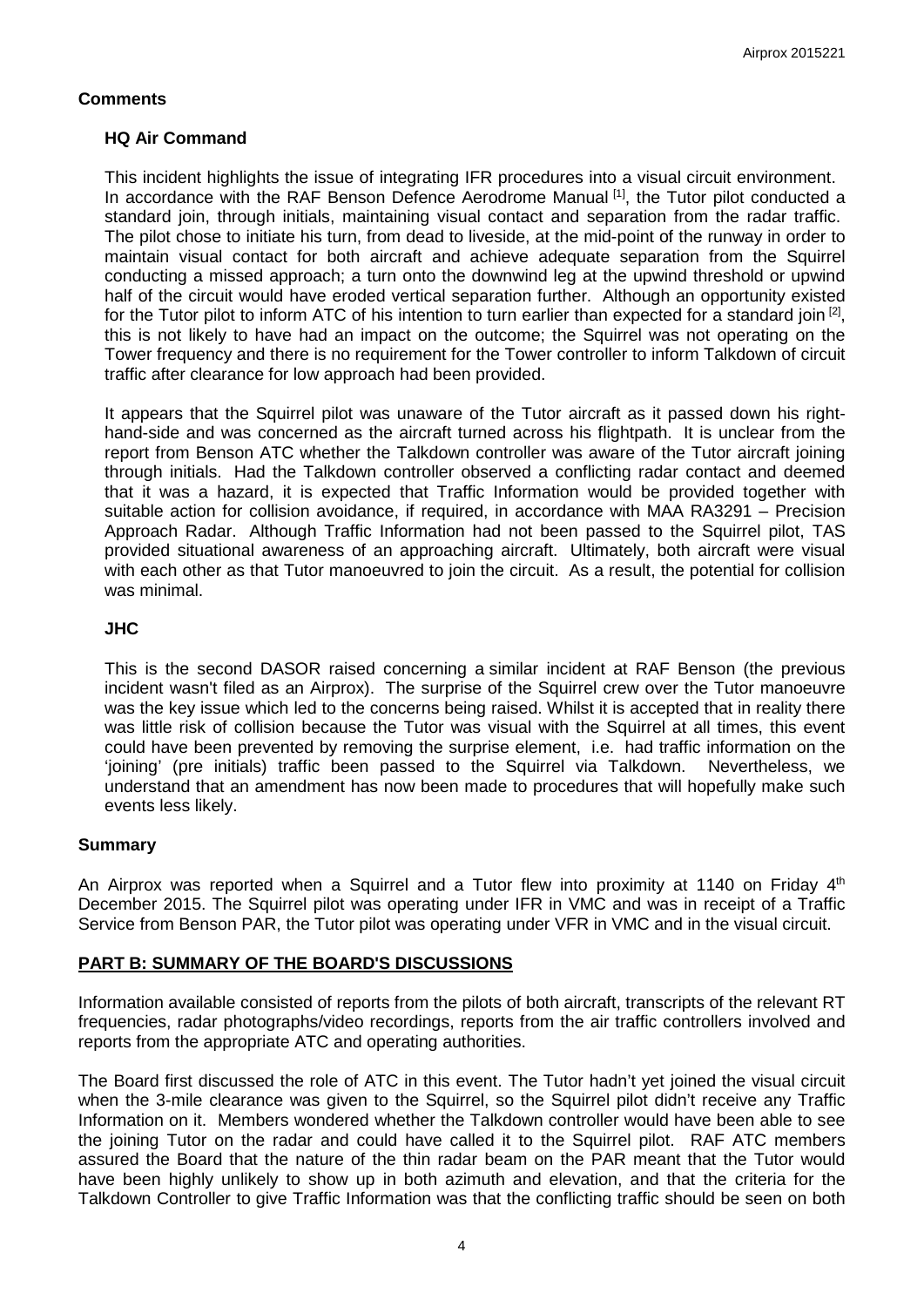## Comments

### HQ Air Command

This incident highlights the issue of integrating IFR procedures into a visual circuit environment. In accordance with the RAF Benson Defence Aerodrome Manual [1], the Tutor pilot conducted a standard join, through initials, maintaining visual contact and separation from the radar traffic. The pilot chose to initiate his turn, from dead to liveside, at the mid-point of the runway in order to maintain visual contact for both aircraft and achieve adequate separation from the Squirrel conducting a missed approach; a turn onto the downwind leg at the upwind threshold or upwind half of the circuit would have eroded vertical separation further. Although an opportunity existed for the Tutor pilot to inform ATC of his intention to turn earlier than expected for a standard join [2], this is not likely to have had an impact on the outcome; the Squirrel was not operating on the Tower frequency and there is no requirement for the Tower controller to inform Talkdown of circuit traffic after clearance for low approach had been provided.

It appears that the Squirrel pilot was unaware of the Tutor aircraft as it passed down his right-hand-side and was concerned as the aircraft turned across his flightpath. It is unclear from the report from Benson ATC whether the Talkdown controller was aware of the Tutor aircraft joining through initials. Had the Talkdown controller observed a conflicting radar contact and deemed that it was a hazard, it is expected that Traffic Information would be provided together with suitable action for collision avoidance, if required, in accordance with MAA RA3291 – Precision Approach Radar. Although Traffic Information had not been passed to the Squirrel pilot, TAS provided situational awareness of an approaching aircraft. Ultimately, both aircraft were visual with each other as that Tutor manoeuvred to join the circuit. As a result, the potential for collision was minimal.

### JHC

This is the second DASOR raised concerning a similar incident at RAF Benson (the previous incident wasn't filed as an Airprox). The surprise of the Squirrel crew over the Tutor manoeuvre was the key issue which led to the concerns being raised. Whilst it is accepted that in reality there was little risk of collision because the Tutor was visual with the Squirrel at all times, this event could have been prevented by removing the surprise element, i.e. had traffic information on the 'joining' (pre initials) traffic been passed to the Squirrel via Talkdown. Nevertheless, we understand that an amendment has now been made to procedures that will hopefully make such events less likely.

## Summary

An Airprox was reported when a Squirrel and a Tutor flew into proximity at 1140 on Friday 4th December 2015. The Squirrel pilot was operating under IFR in VMC and was in receipt of a Traffic Service from Benson PAR, the Tutor pilot was operating under VFR in VMC and in the visual circuit.

## PART B: SUMMARY OF THE BOARD'S DISCUSSIONS

Information available consisted of reports from the pilots of both aircraft, transcripts of the relevant RT frequencies, radar photographs/video recordings, reports from the air traffic controllers involved and reports from the appropriate ATC and operating authorities.

The Board first discussed the role of ATC in this event. The Tutor hadn't yet joined the visual circuit when the 3-mile clearance was given to the Squirrel, so the Squirrel pilot didn't receive any Traffic Information on it. Members wondered whether the Talkdown controller would have been able to see the joining Tutor on the radar and could have called it to the Squirrel pilot. RAF ATC members assured the Board that the nature of the thin radar beam on the PAR meant that the Tutor would have been highly unlikely to show up in both azimuth and elevation, and that the criteria for the Talkdown Controller to give Traffic Information was that the conflicting traffic should be seen on both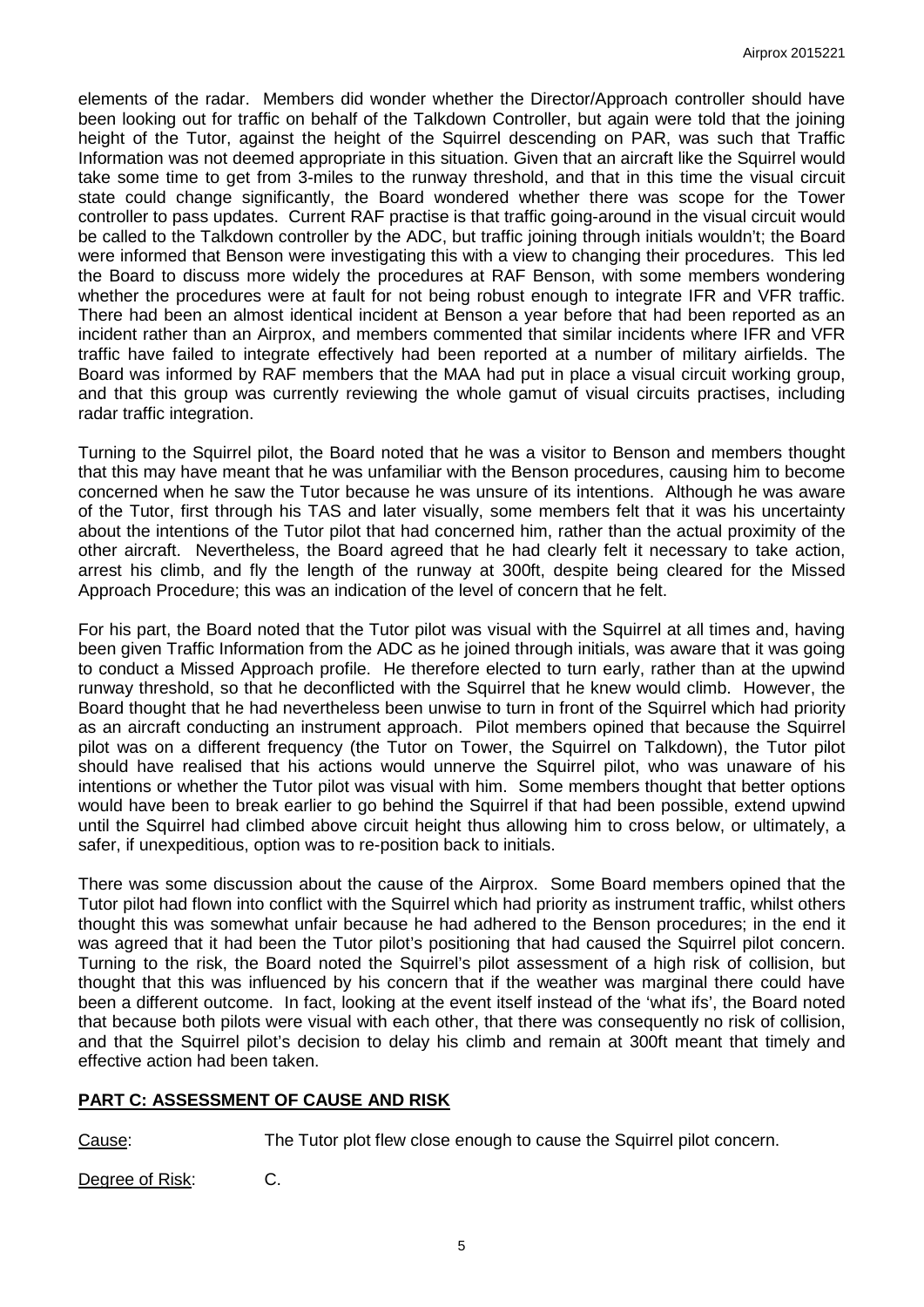elements of the radar. Members did wonder whether the Director/Approach controller should have been looking out for traffic on behalf of the Talkdown Controller, but again were told that the joining height of the Tutor, against the height of the Squirrel descending on PAR, was such that Traffic Information was not deemed appropriate in this situation. Given that an aircraft like the Squirrel would take some time to get from 3-miles to the runway threshold, and that in this time the visual circuit state could change significantly, the Board wondered whether there was scope for the Tower controller to pass updates. Current RAF practise is that traffic going-around in the visual circuit would be called to the Talkdown controller by the ADC, but traffic joining through initials wouldn't; the Board were informed that Benson were investigating this with a view to changing their procedures. This led the Board to discuss more widely the procedures at RAF Benson, with some members wondering whether the procedures were at fault for not being robust enough to integrate IFR and VFR traffic. There had been an almost identical incident at Benson a year before that had been reported as an incident rather than an Airprox, and members commented that similar incidents where IFR and VFR traffic have failed to integrate effectively had been reported at a number of military airfields. The Board was informed by RAF members that the MAA had put in place a visual circuit working group, and that this group was currently reviewing the whole gamut of visual circuits practises, including radar traffic integration.

Turning to the Squirrel pilot, the Board noted that he was a visitor to Benson and members thought that this may have meant that he was unfamiliar with the Benson procedures, causing him to become concerned when he saw the Tutor because he was unsure of its intentions. Although he was aware of the Tutor, first through his TAS and later visually, some members felt that it was his uncertainty about the intentions of the Tutor pilot that had concerned him, rather than the actual proximity of the other aircraft. Nevertheless, the Board agreed that he had clearly felt it necessary to take action, arrest his climb, and fly the length of the runway at 300ft, despite being cleared for the Missed Approach Procedure; this was an indication of the level of concern that he felt.

For his part, the Board noted that the Tutor pilot was visual with the Squirrel at all times and, having been given Traffic Information from the ADC as he joined through initials, was aware that it was going to conduct a Missed Approach profile. He therefore elected to turn early, rather than at the upwind runway threshold, so that he deconflicted with the Squirrel that he knew would climb. However, the Board thought that he had nevertheless been unwise to turn in front of the Squirrel which had priority as an aircraft conducting an instrument approach. Pilot members opined that because the Squirrel pilot was on a different frequency (the Tutor on Tower, the Squirrel on Talkdown), the Tutor pilot should have realised that his actions would unnerve the Squirrel pilot, who was unaware of his intentions or whether the Tutor pilot was visual with him. Some members thought that better options would have been to break earlier to go behind the Squirrel if that had been possible, extend upwind until the Squirrel had climbed above circuit height thus allowing him to cross below, or ultimately, a safer, if unexpeditious, option was to re-position back to initials.

There was some discussion about the cause of the Airprox. Some Board members opined that the Tutor pilot had flown into conflict with the Squirrel which had priority as instrument traffic, whilst others thought this was somewhat unfair because he had adhered to the Benson procedures; in the end it was agreed that it had been the Tutor pilot's positioning that had caused the Squirrel pilot concern. Turning to the risk, the Board noted the Squirrel's pilot assessment of a high risk of collision, but thought that this was influenced by his concern that if the weather was marginal there could have been a different outcome. In fact, looking at the event itself instead of the 'what ifs', the Board noted that because both pilots were visual with each other, that there was consequently no risk of collision, and that the Squirrel pilot's decision to delay his climb and remain at 300ft meant that timely and effective action had been taken.

## PART C: ASSESSMENT OF CAUSE AND RISK

Cause: The Tutor plot flew close enough to cause the Squirrel pilot concern.

Degree of Risk: C.